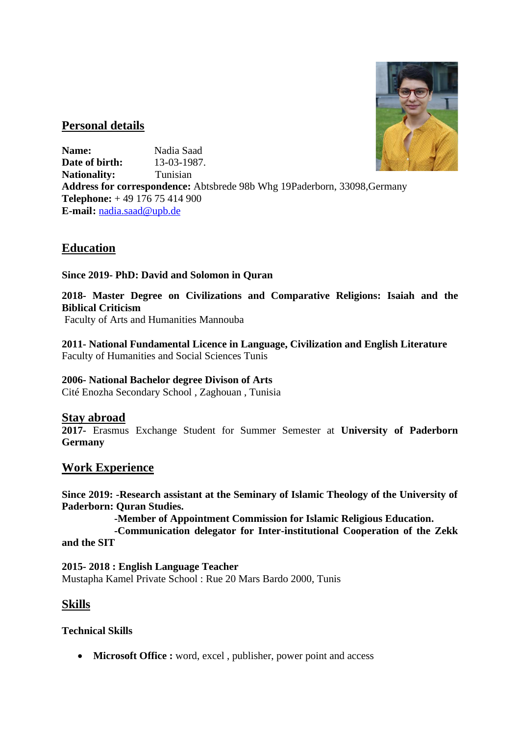## Personal details

**Name:** Nadia Saad
**Date of birth:** 13-03-1987.
**Nationality:** Tunisian
**Address for correspondence:** Abtsbrede 98b Whg 19Paderborn, 33098,Germany
**Telephone:** + 49 176 75 414 900
**E-mail:** nadia.saad@upb.de

## Education

**Since 2019- PhD: David and Solomon in Quran**

**2018- Master Degree on Civilizations and Comparative Religions: Isaiah and the Biblical Criticism**
Faculty of Arts and Humanities Mannouba

**2011- National Fundamental Licence in Language, Civilization and English Literature**
Faculty of Humanities and Social Sciences Tunis

**2006- National Bachelor degree Divison of Arts**
Cité Enozha Secondary School , Zaghouan , Tunisia

## Stay abroad

**2017-** Erasmus Exchange Student for Summer Semester at **University of Paderborn Germany**

## Work Experience

**Since 2019: -Research assistant at the Seminary of Islamic Theology of the University of Paderborn: Quran Studies.**
**-Member of Appointment Commission for Islamic Religious Education.**
**-Communication delegator for Inter-institutional Cooperation of the Zekk and the SIT**

**2015- 2018 : English Language Teacher**
Mustapha Kamel Private School : Rue 20 Mars Bardo 2000, Tunis

## Skills

**Technical Skills**

- **Microsoft Office :** word, excel , publisher, power point and access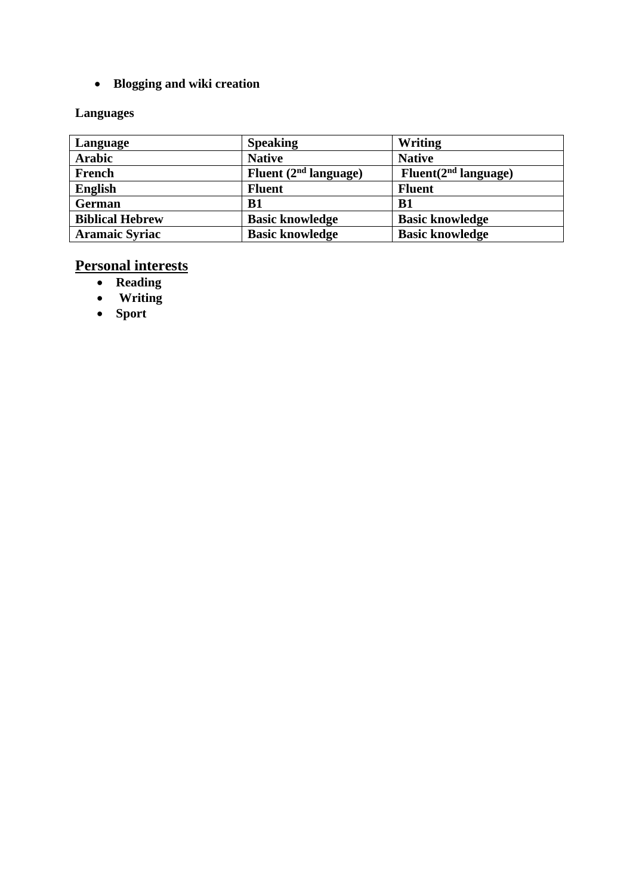- **Blogging and wiki creation**

**Languages**

| Language | Speaking | Writing |
| --- | --- | --- |
| **Arabic** | **Native** | **Native** |
| **French** | **Fluent (2nd language)** | **Fluent(2nd language)** |
| **English** | **Fluent** | **Fluent** |
| **German** | **B1** | **B1** |
| **Biblical Hebrew** | **Basic knowledge** | **Basic knowledge** |
| **Aramaic Syriac** | **Basic knowledge** | **Basic knowledge** |

## Personal interests

- **Reading**
- **Writing**
- **Sport**